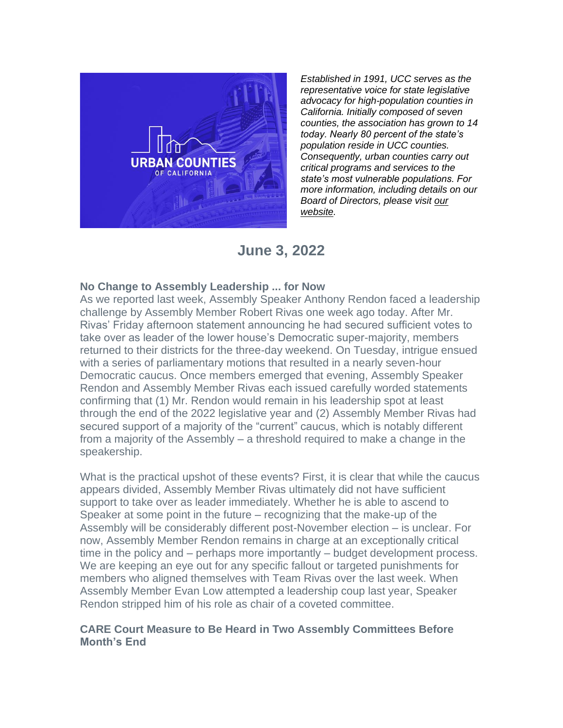*Established in 1991, UCC serves as the representative voice for state legislative advocacy for high-population counties in California. Initially composed of seven counties, the association has grown to 14 today. Nearly 80 percent of the state's population reside in UCC counties. Consequently, urban counties carry out critical programs and services to the state's most vulnerable populations. For more information, including details on our Board of Directors, please visit our website.*

## June 3, 2022

### No Change to Assembly Leadership ... for Now

As we reported last week, Assembly Speaker Anthony Rendon faced a leadership challenge by Assembly Member Robert Rivas one week ago today. After Mr. Rivas' Friday afternoon statement announcing he had secured sufficient votes to take over as leader of the lower house's Democratic super-majority, members returned to their districts for the three-day weekend. On Tuesday, intrigue ensued with a series of parliamentary motions that resulted in a nearly seven-hour Democratic caucus. Once members emerged that evening, Assembly Speaker Rendon and Assembly Member Rivas each issued carefully worded statements confirming that (1) Mr. Rendon would remain in his leadership spot at least through the end of the 2022 legislative year and (2) Assembly Member Rivas had secured support of a majority of the "current" caucus, which is notably different from a majority of the Assembly – a threshold required to make a change in the speakership.

What is the practical upshot of these events? First, it is clear that while the caucus appears divided, Assembly Member Rivas ultimately did not have sufficient support to take over as leader immediately. Whether he is able to ascend to Speaker at some point in the future – recognizing that the make-up of the Assembly will be considerably different post-November election – is unclear. For now, Assembly Member Rendon remains in charge at an exceptionally critical time in the policy and – perhaps more importantly – budget development process. We are keeping an eye out for any specific fallout or targeted punishments for members who aligned themselves with Team Rivas over the last week. When Assembly Member Evan Low attempted a leadership coup last year, Speaker Rendon stripped him of his role as chair of a coveted committee.

### CARE Court Measure to Be Heard in Two Assembly Committees Before Month's End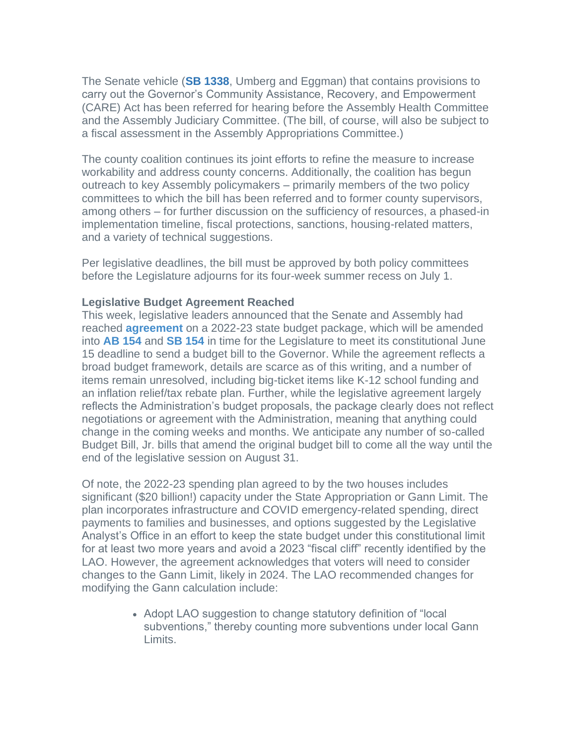The Senate vehicle (**SB 1338**, Umberg and Eggman) that contains provisions to carry out the Governor's Community Assistance, Recovery, and Empowerment (CARE) Act has been referred for hearing before the Assembly Health Committee and the Assembly Judiciary Committee. (The bill, of course, will also be subject to a fiscal assessment in the Assembly Appropriations Committee.)

The county coalition continues its joint efforts to refine the measure to increase workability and address county concerns. Additionally, the coalition has begun outreach to key Assembly policymakers – primarily members of the two policy committees to which the bill has been referred and to former county supervisors, among others – for further discussion on the sufficiency of resources, a phased-in implementation timeline, fiscal protections, sanctions, housing-related matters, and a variety of technical suggestions.

Per legislative deadlines, the bill must be approved by both policy committees before the Legislature adjourns for its four-week summer recess on July 1.

**Legislative Budget Agreement Reached**

This week, legislative leaders announced that the Senate and Assembly had reached **agreement** on a 2022-23 state budget package, which will be amended into **AB 154** and **SB 154** in time for the Legislature to meet its constitutional June 15 deadline to send a budget bill to the Governor. While the agreement reflects a broad budget framework, details are scarce as of this writing, and a number of items remain unresolved, including big-ticket items like K-12 school funding and an inflation relief/tax rebate plan. Further, while the legislative agreement largely reflects the Administration's budget proposals, the package clearly does not reflect negotiations or agreement with the Administration, meaning that anything could change in the coming weeks and months. We anticipate any number of so-called Budget Bill, Jr. bills that amend the original budget bill to come all the way until the end of the legislative session on August 31.

Of note, the 2022-23 spending plan agreed to by the two houses includes significant ($20 billion!) capacity under the State Appropriation or Gann Limit. The plan incorporates infrastructure and COVID emergency-related spending, direct payments to families and businesses, and options suggested by the Legislative Analyst's Office in an effort to keep the state budget under this constitutional limit for at least two more years and avoid a 2023 "fiscal cliff" recently identified by the LAO. However, the agreement acknowledges that voters will need to consider changes to the Gann Limit, likely in 2024. The LAO recommended changes for modifying the Gann calculation include:

- Adopt LAO suggestion to change statutory definition of "local subventions," thereby counting more subventions under local Gann Limits.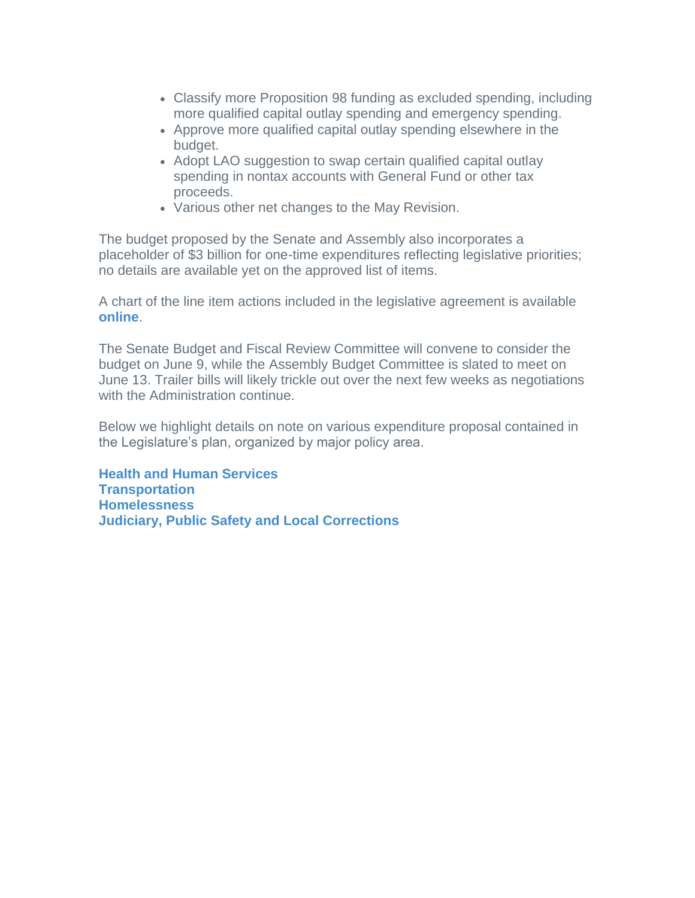- Classify more Proposition 98 funding as excluded spending, including more qualified capital outlay spending and emergency spending.
- Approve more qualified capital outlay spending elsewhere in the budget.
- Adopt LAO suggestion to swap certain qualified capital outlay spending in nontax accounts with General Fund or other tax proceeds.
- Various other net changes to the May Revision.

The budget proposed by the Senate and Assembly also incorporates a placeholder of $3 billion for one-time expenditures reflecting legislative priorities; no details are available yet on the approved list of items.

A chart of the line item actions included in the legislative agreement is available **online**.

The Senate Budget and Fiscal Review Committee will convene to consider the budget on June 9, while the Assembly Budget Committee is slated to meet on June 13. Trailer bills will likely trickle out over the next few weeks as negotiations with the Administration continue.

Below we highlight details on note on various expenditure proposal contained in the Legislature's plan, organized by major policy area.

**Health and Human Services**
**Transportation**
**Homelessness**
**Judiciary, Public Safety and Local Corrections**